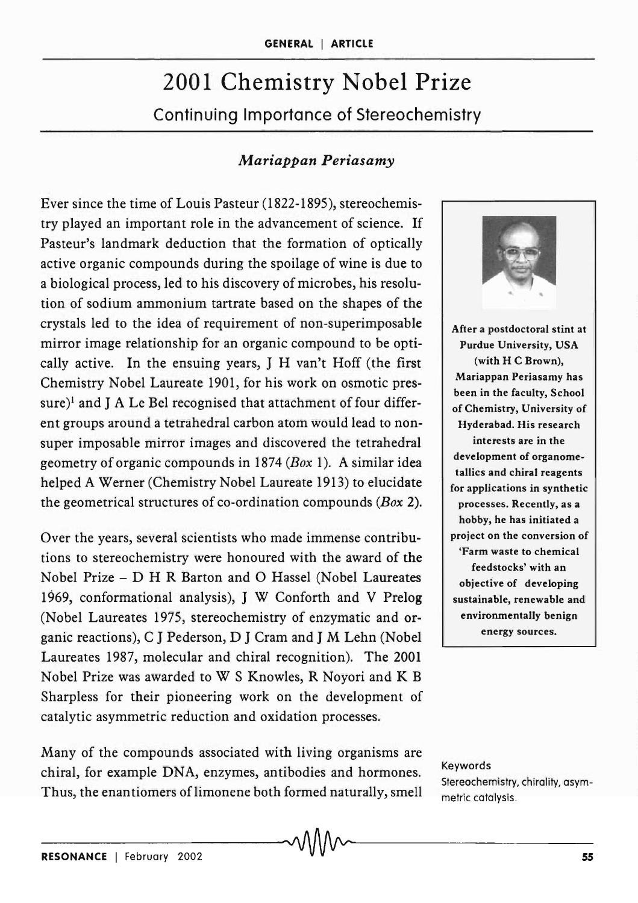GENERAL | ARTICLE

# 2001 Chemistry Nobel Prize

## Continuing Importance of Stereochemistry

*Mariappan Periasamy*

Ever since the time of Louis Pasteur (1822-1895), stereochemistry played an important role in the advancement of science. If Pasteur's landmark deduction that the formation of optically active organic compounds during the spoilage of wine is due to a biological process, led to his discovery of microbes, his resolution of sodium ammonium tartrate based on the shapes of the crystals led to the idea of requirement of non-superimposable mirror image relationship for an organic compound to be optically active. In the ensuing years, J H van't Hoff (the first Chemistry Nobel Laureate 1901, for his work on osmotic pressure)[1] and J A Le Bel recognised that attachment of four different groups around a tetrahedral carbon atom would lead to non-super imposable mirror images and discovered the tetrahedral geometry of organic compounds in 1874 (*Box* 1). A similar idea helped A Werner (Chemistry Nobel Laureate 1913) to elucidate the geometrical structures of co-ordination compounds (*Box* 2).

Over the years, several scientists who made immense contributions to stereochemistry were honoured with the award of the Nobel Prize – D H R Barton and O Hassel (Nobel Laureates 1969, conformational analysis), J W Conforth and V Prelog (Nobel Laureates 1975, stereochemistry of enzymatic and organic reactions), C J Pederson, D J Cram and J M Lehn (Nobel Laureates 1987, molecular and chiral recognition). The 2001 Nobel Prize was awarded to W S Knowles, R Noyori and K B Sharpless for their pioneering work on the development of catalytic asymmetric reduction and oxidation processes.

Many of the compounds associated with living organisms are chiral, for example DNA, enzymes, antibodies and hormones. Thus, the enantiomers of limonene both formed naturally, smell

**After a postdoctoral stint at Purdue University, USA (with H C Brown), Mariappan Periasamy has been in the faculty, School of Chemistry, University of Hyderabad. His research interests are in the development of organometallics and chiral reagents for applications in synthetic processes. Recently, as a hobby, he has initiated a project on the conversion of 'Farm waste to chemical feedstocks' with an objective of developing sustainable, renewable and environmentally benign energy sources.**

Keywords

Stereochemistry, chirality, asymmetric catalysis.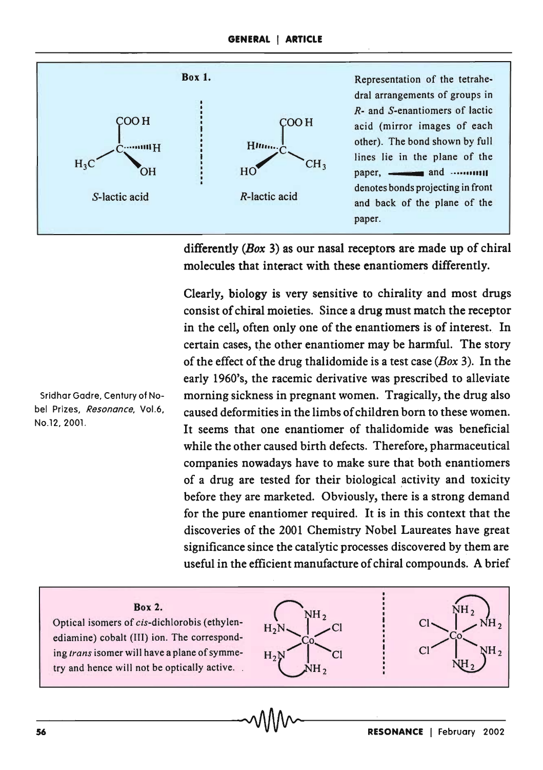**Box 1.**

S-lactic acid | R-lactic acid

Representation of the tetrahedral arrangements of groups in *R*- and *S*-enantiomers of lactic acid (mirror images of each other). The bond shown by full lines lie in the plane of the paper, ▬▬ and ┅┅┅ denotes bonds projecting in front and back of the plane of the paper.

differently (*Box* 3) as our nasal receptors are made up of chiral molecules that interact with these enantiomers differently.

Clearly, biology is very sensitive to chirality and most drugs consist of chiral moieties. Since a drug must match the receptor in the cell, often only one of the enantiomers is of interest. In certain cases, the other enantiomer may be harmful. The story of the effect of the drug thalidomide is a test case (*Box* 3). In the early 1960's, the racemic derivative was prescribed to alleviate morning sickness in pregnant women. Tragically, the drug also caused deformities in the limbs of children born to these women. It seems that one enantiomer of thalidomide was beneficial while the other caused birth defects. Therefore, pharmaceutical companies nowadays have to make sure that both enantiomers of a drug are tested for their biological activity and toxicity before they are marketed. Obviously, there is a strong demand for the pure enantiomer required. It is in this context that the discoveries of the 2001 Chemistry Nobel Laureates have great significance since the catalytic processes discovered by them are useful in the efficient manufacture of chiral compounds. A brief

Sridhar Gadre, Century of Nobel Prizes, *Resonance*, Vol.6, No.12, 2001.

**Box 2.**

Optical isomers of *cis*-dichlorobis (ethylenediamine) cobalt (III) ion. The corresponding *trans* isomer will have a plane of symmetry and hence will not be optically active.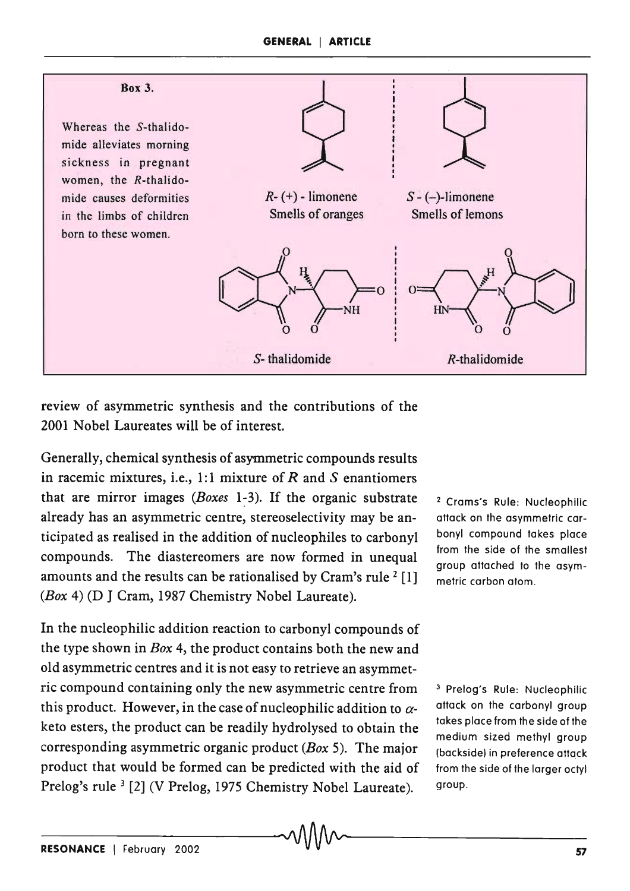**Box 3.**

Whereas the *S*-thalidomide alleviates morning sickness in pregnant women, the *R*-thalidomide causes deformities in the limbs of children born to these women.

*R*- (+) - limonene
Smells of oranges

*S* - (–)-limonene
Smells of lemons

*S*- thalidomide

*R*-thalidomide

review of asymmetric synthesis and the contributions of the 2001 Nobel Laureates will be of interest.

Generally, chemical synthesis of asymmetric compounds results in racemic mixtures, i.e., 1:1 mixture of *R* and *S* enantiomers that are mirror images (*Boxes* 1-3). If the organic substrate already has an asymmetric centre, stereoselectivity may be anticipated as realised in the addition of nucleophiles to carbonyl compounds. The diastereomers are now formed in unequal amounts and the results can be rationalised by Cram's rule [2] [1] (*Box* 4) (D J Cram, 1987 Chemistry Nobel Laureate).

In the nucleophilic addition reaction to carbonyl compounds of the type shown in *Box* 4, the product contains both the new and old asymmetric centres and it is not easy to retrieve an asymmetric compound containing only the new asymmetric centre from this product. However, in the case of nucleophilic addition to $\alpha$-keto esters, the product can be readily hydrolysed to obtain the corresponding asymmetric organic product (*Box* 5). The major product that would be formed can be predicted with the aid of Prelog's rule [3] [2] (V Prelog, 1975 Chemistry Nobel Laureate).

[2] Crams's Rule: Nucleophilic attack on the asymmetric carbonyl compound takes place from the side of the smallest group attached to the asymmetric carbon atom.

[3] Prelog's Rule: Nucleophilic attack on the carbonyl group takes place from the side of the medium sized methyl group (backside) in preference attack from the side of the larger octyl group.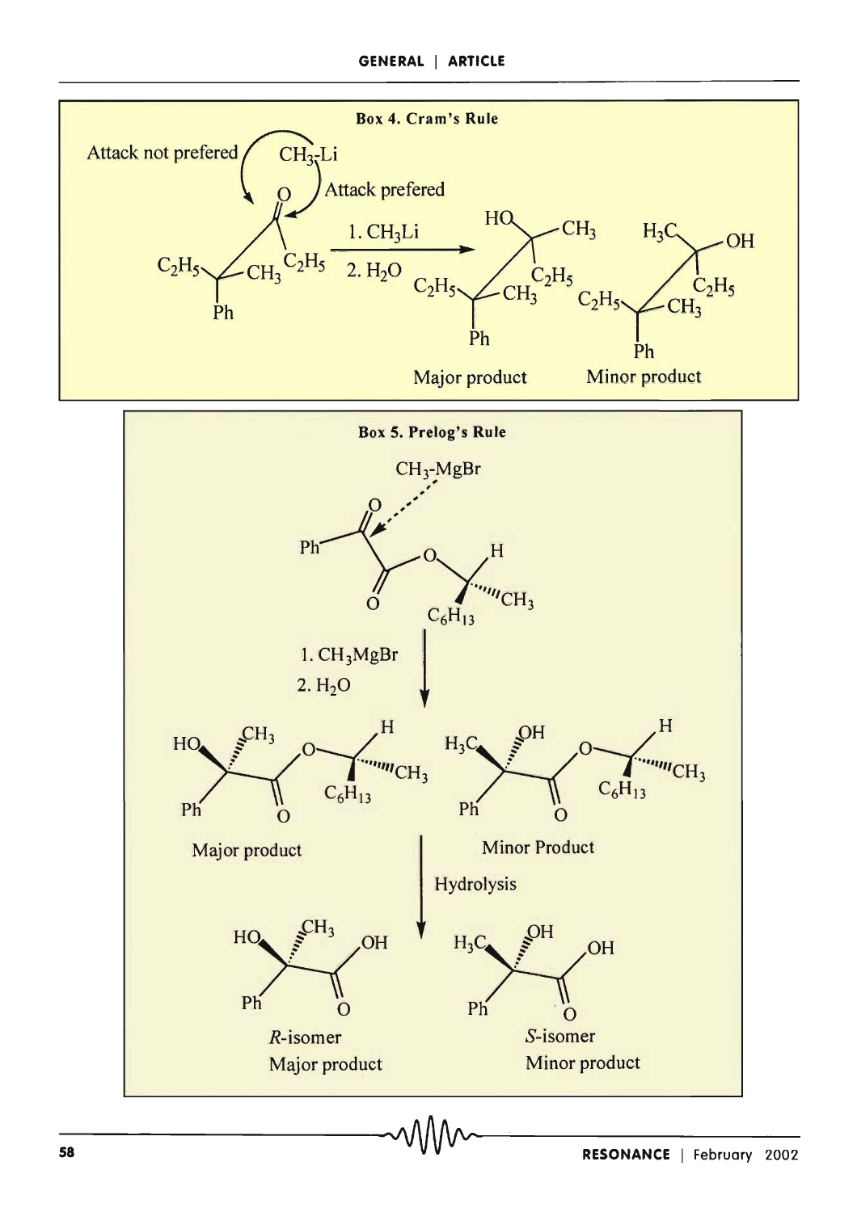**Box 4. Cram's Rule**

Attack not prefered

$CH_3$-Li

Attack prefered

1. $CH_3Li$

2. $H_2O$

Major product

Minor product

**Box 5. Prelog's Rule**

$CH_3$-MgBr

1. $CH_3MgBr$

2. $H_2O$

Major product

Minor Product

Hydrolysis

*R*-isomer

Major product

*S*-isomer

Minor product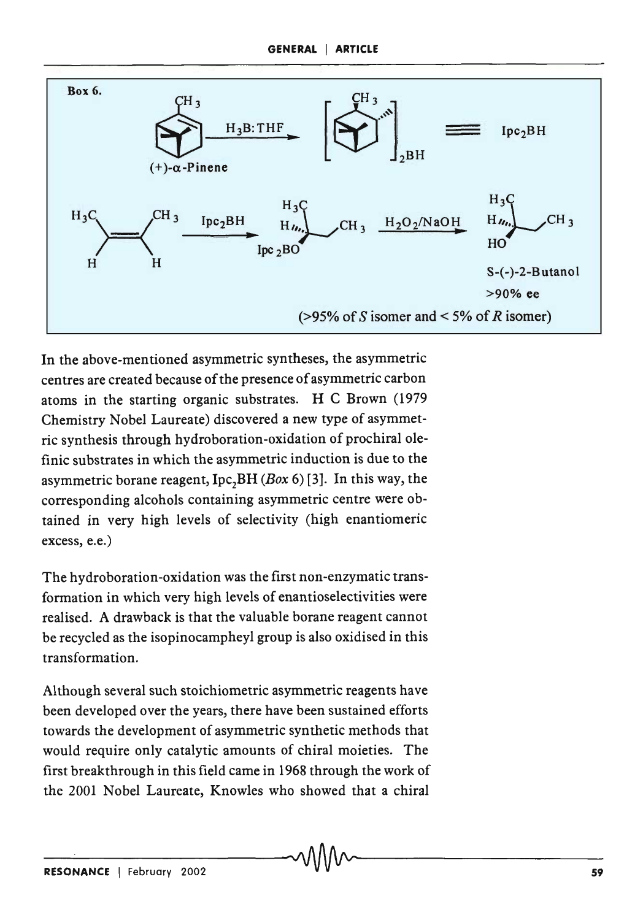**Box 6.**

(+)-α-Pinene $\xrightarrow{H_3B:THF}$ $[\ ]_2BH$ ≡ $Ipc_2BH$

$\xrightarrow{Ipc_2BH}$ $\xrightarrow{H_2O_2/NaOH}$

S-(-)-2-Butanol

>90% ee

(>95% of *S* isomer and < 5% of *R* isomer)

In the above-mentioned asymmetric syntheses, the asymmetric centres are created because of the presence of asymmetric carbon atoms in the starting organic substrates. H C Brown (1979 Chemistry Nobel Laureate) discovered a new type of asymmetric synthesis through hydroboration-oxidation of prochiral olefinic substrates in which the asymmetric induction is due to the asymmetric borane reagent, $Ipc_2BH$ (*Box* 6) [3]. In this way, the corresponding alcohols containing asymmetric centre were obtained in very high levels of selectivity (high enantiomeric excess, e.e.)

The hydroboration-oxidation was the first non-enzymatic transformation in which very high levels of enantioselectivities were realised. A drawback is that the valuable borane reagent cannot be recycled as the isopinocampheyl group is also oxidised in this transformation.

Although several such stoichiometric asymmetric reagents have been developed over the years, there have been sustained efforts towards the development of asymmetric synthetic methods that would require only catalytic amounts of chiral moieties. The first breakthrough in this field came in 1968 through the work of the 2001 Nobel Laureate, Knowles who showed that a chiral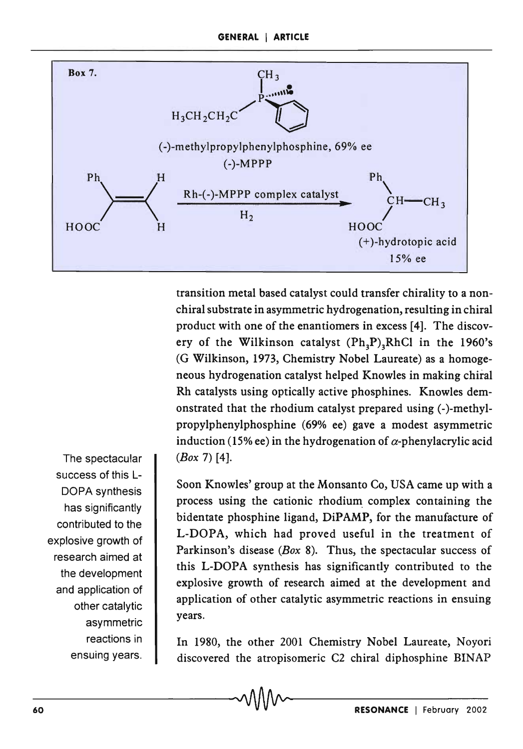**Box 7.**

(-)-methylpropylphenylphosphine, 69% ee

(-)-MPPP

Rh-(-)-MPPP complex catalyst, $H_2$

(+)-hydrotopic acid

15% ee

transition metal based catalyst could transfer chirality to a non-chiral substrate in asymmetric hydrogenation, resulting in chiral product with one of the enantiomers in excess [4]. The discovery of the Wilkinson catalyst $(Ph_3P)_3RhCl$ in the 1960's (G Wilkinson, 1973, Chemistry Nobel Laureate) as a homogeneous hydrogenation catalyst helped Knowles in making chiral Rh catalysts using optically active phosphines. Knowles demonstrated that the rhodium catalyst prepared using (-)-methylpropylphenylphosphine (69% ee) gave a modest asymmetric induction (15% ee) in the hydrogenation of $\alpha$-phenylacrylic acid (*Box* 7) [4].

Soon Knowles' group at the Monsanto Co, USA came up with a process using the cationic rhodium complex containing the bidentate phosphine ligand, DiPAMP, for the manufacture of L-DOPA, which had proved useful in the treatment of Parkinson's disease (*Box* 8). Thus, the spectacular success of this L-DOPA synthesis has significantly contributed to the explosive growth of research aimed at the development and application of other catalytic asymmetric reactions in ensuing years.

> The spectacular success of this L-DOPA synthesis has significantly contributed to the explosive growth of research aimed at the development and application of other catalytic asymmetric reactions in ensuing years.

In 1980, the other 2001 Chemistry Nobel Laureate, Noyori discovered the atropisomeric C2 chiral diphosphine BINAP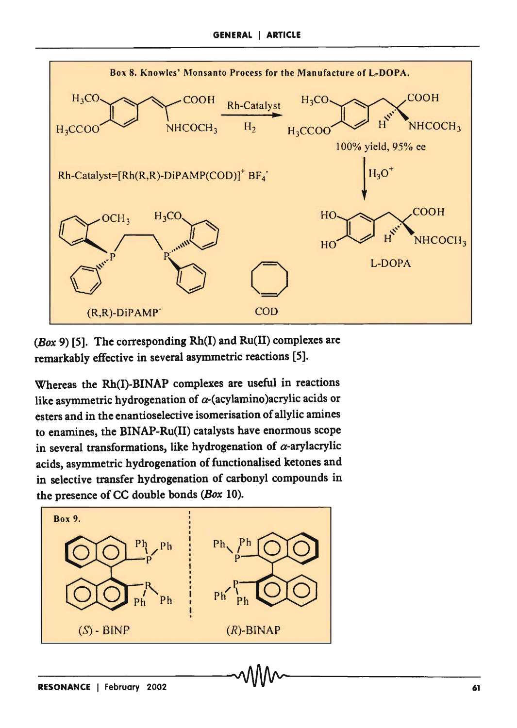**Box 8. Knowles' Monsanto Process for the Manufacture of L-DOPA.**

Rh-Catalyst, $H_2$

100% yield, 95% ee

$H_3O^+$

Rh-Catalyst=$[Rh(R,R)\text{-DiPAMP(COD)}]^+ BF_4^-$

(R,R)-DiPAMP

COD

L-DOPA

(*Box* 9) [5]. The corresponding Rh(I) and Ru(II) complexes are remarkably effective in several asymmetric reactions [5].

Whereas the Rh(I)-BINAP complexes are useful in reactions like asymmetric hydrogenation of $\alpha$-(acylamino)acrylic acids or esters and in the enantioselective isomerisation of allylic amines to enamines, the BINAP-Ru(II) catalysts have enormous scope in several transformations, like hydrogenation of $\alpha$-arylacrylic acids, asymmetric hydrogenation of functionalised ketones and in selective transfer hydrogenation of carbonyl compounds in the presence of CC double bonds (*Box* 10).

**Box 9.**

(*S*) - BINP

(*R*)-BINAP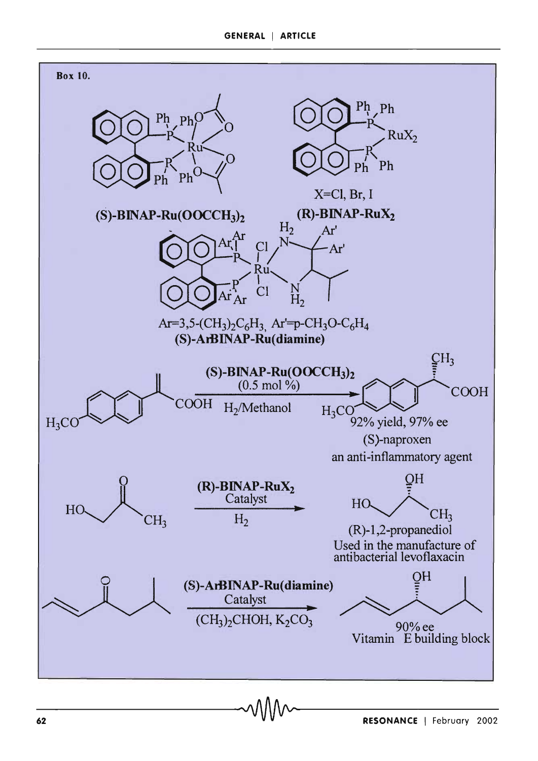**Box 10.**

**(S)-BINAP-Ru(OOCCH$_3$)$_2$**

**(R)-BINAP-RuX$_2$**

X=Cl, Br, I

Ar=3,5-(CH$_3$)$_2$C$_6$H$_3$, Ar'=p-CH$_3$O-C$_6$H$_4$

**(S)-ArBINAP-Ru(diamine)**

**(S)-BINAP-Ru(OOCCH$_3$)$_2$** (0.5 mol %), H$_2$/Methanol

92% yield, 97% ee

(S)-naproxen

an anti-inflammatory agent

**(R)-BINAP-RuX$_2$** Catalyst, H$_2$

(R)-1,2-propanediol

Used in the manufacture of antibacterial levoflaxacin

**(S)-ArBINAP-Ru(diamine)** Catalyst, (CH$_3$)$_2$CHOH, K$_2$CO$_3$

90% ee

Vitamin E building block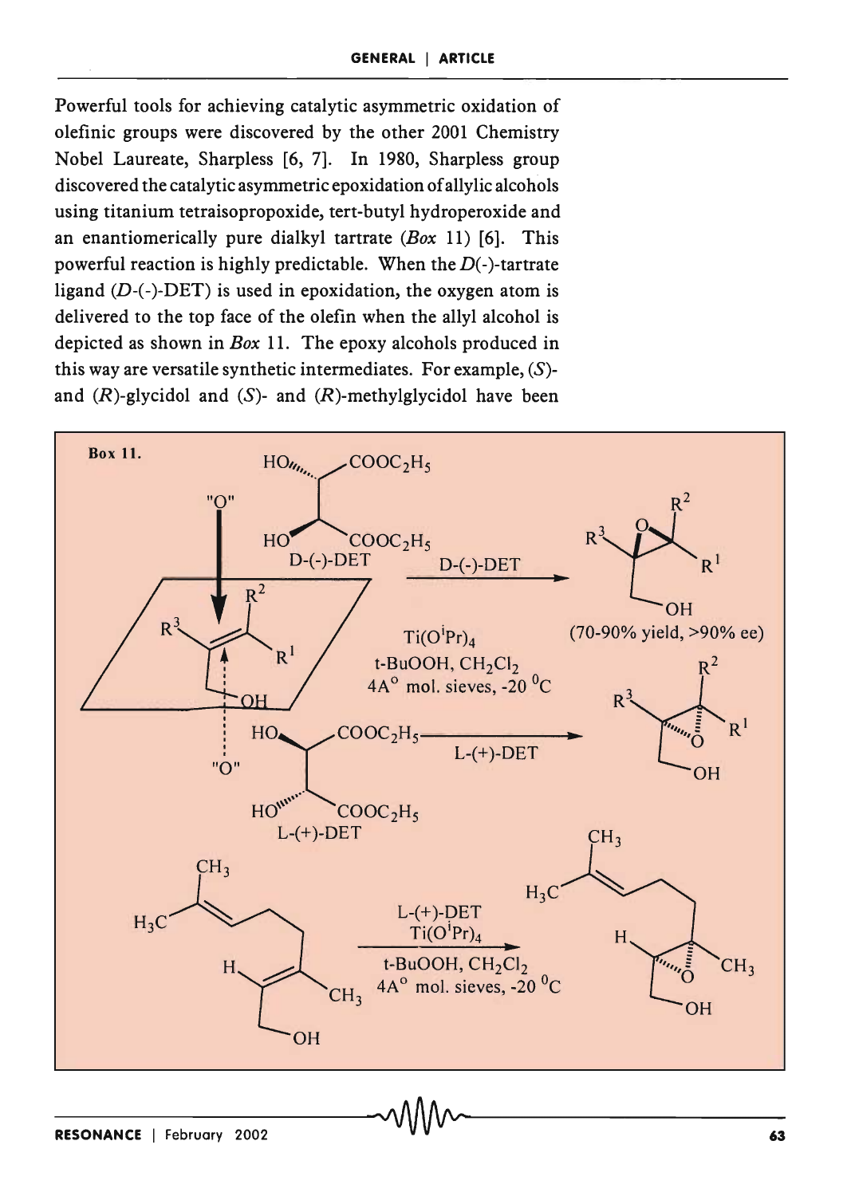Powerful tools for achieving catalytic asymmetric oxidation of olefinic groups were discovered by the other 2001 Chemistry Nobel Laureate, Sharpless [6, 7]. In 1980, Sharpless group discovered the catalytic asymmetric epoxidation of allylic alcohols using titanium tetraisopropoxide, tert-butyl hydroperoxide and an enantiomerically pure dialkyl tartrate (*Box* 11) [6]. This powerful reaction is highly predictable. When the *D*(-)-tartrate ligand (*D*-(-)-DET) is used in epoxidation, the oxygen atom is delivered to the top face of the olefin when the allyl alcohol is depicted as shown in *Box* 11. The epoxy alcohols produced in this way are versatile synthetic intermediates. For example, (*S*)- and (*R*)-glycidol and (*S*)- and (*R*)-methylglycidol have been

**Box 11.**

"O" (top face) — D-(-)-DET: $HO$, $COOC_2H_5$, $HO$, $COOC_2H_5$

"O" (bottom face) — L-(+)-DET: $HO$, $COOC_2H_5$, $HO$, $COOC_2H_5$

Allylic alcohol ($R^1$, $R^2$, $R^3$, OH) $\xrightarrow{\text{D-(-)-DET}}$ epoxy alcohol (70-90% yield, >90% ee)

$Ti(O^iPr)_4$, t-BuOOH, $CH_2Cl_2$, 4A° mol. sieves, -20 °C

Allylic alcohol $\xrightarrow{\text{L-(+)-DET}}$ epoxy alcohol

Geraniol ($H_3C$, $CH_3$, H, $CH_3$, OH) $\xrightarrow[\text{t-BuOOH, } CH_2Cl_2\text{, 4A° mol. sieves, -20 °C}]{\text{L-(+)-DET, } Ti(O^iPr)_4}$ epoxy alcohol ($H_3C$, $CH_3$, H, O, $CH_3$, OH)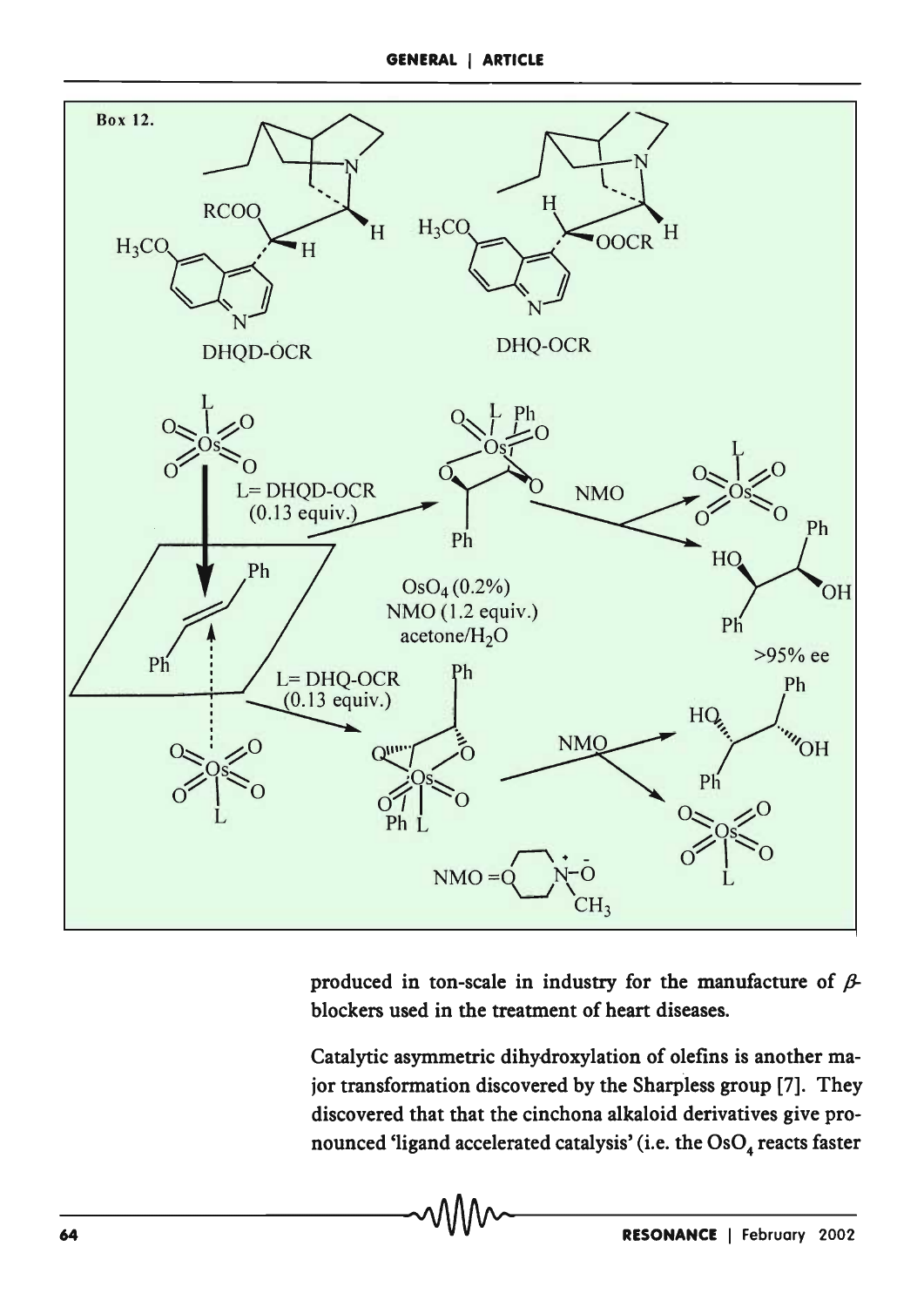Box 12.

DHQD-OCR

DHQ-OCR

L= DHQD-OCR (0.13 equiv.)

L= DHQ-OCR (0.13 equiv.)

$OsO_4$ (0.2%)
NMO (1.2 equiv.)
acetone/$H_2O$

NMO

>95% ee

produced in ton-scale in industry for the manufacture of $\beta$-blockers used in the treatment of heart diseases.

Catalytic asymmetric dihydroxylation of olefins is another major transformation discovered by the Sharpless group [7]. They discovered that that the cinchona alkaloid derivatives give pronounced 'ligand accelerated catalysis' (i.e. the $OsO_4$ reacts faster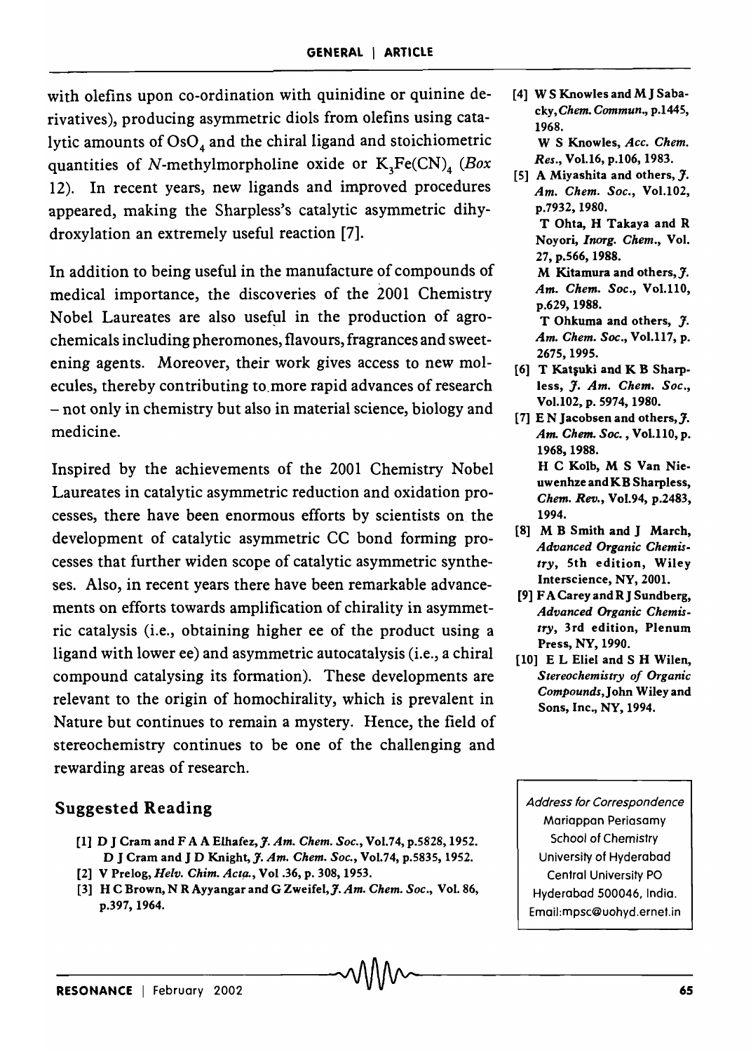with olefins upon co-ordination with quinidine or quinine derivatives), producing asymmetric diols from olefins using catalytic amounts of $OsO_4$ and the chiral ligand and stoichiometric quantities of *N*-methylmorpholine oxide or $K_3Fe(CN)_4$ (*Box* 12). In recent years, new ligands and improved procedures appeared, making the Sharpless's catalytic asymmetric dihydroxylation an extremely useful reaction [7].

In addition to being useful in the manufacture of compounds of medical importance, the discoveries of the 2001 Chemistry Nobel Laureates are also useful in the production of agrochemicals including pheromones, flavours, fragrances and sweetening agents. Moreover, their work gives access to new molecules, thereby contributing to more rapid advances of research – not only in chemistry but also in material science, biology and medicine.

Inspired by the achievements of the 2001 Chemistry Nobel Laureates in catalytic asymmetric reduction and oxidation processes, there have been enormous efforts by scientists on the development of catalytic asymmetric CC bond forming processes that further widen scope of catalytic asymmetric syntheses. Also, in recent years there have been remarkable advancements on efforts towards amplification of chirality in asymmetric catalysis (i.e., obtaining higher ee of the product using a ligand with lower ee) and asymmetric autocatalysis (i.e., a chiral compound catalysing its formation). These developments are relevant to the origin of homochirality, which is prevalent in Nature but continues to remain a mystery. Hence, the field of stereochemistry continues to be one of the challenging and rewarding areas of research.

## Suggested Reading

[1] D J Cram and F A A Elhafez, *J. Am. Chem. Soc.*, Vol.74, p.5828, 1952.
D J Cram and J D Knight, *J. Am. Chem. Soc.*, Vol.74, p.5835, 1952.

[2] V Prelog, *Helv. Chim. Acta*, Vol .36, p. 308, 1953.

[3] H C Brown, N R Ayyangar and G Zweifel, *J. Am. Chem. Soc.*, Vol. 86, p.397, 1964.

[4] W S Knowles and M J Sabacky, *Chem. Commun.*, p.1445, 1968.
W S Knowles, *Acc. Chem. Res.*, Vol.16, p.106, 1983.

[5] A Miyashita and others, *J. Am. Chem. Soc.*, Vol.102, p.7932, 1980.
T Ohta, H Takaya and R Noyori, *Inorg. Chem.*, Vol. 27, p.566, 1988.
M Kitamura and others, *J. Am. Chem. Soc.*, Vol.110, p.629, 1988.
T Ohkuma and others, *J. Am. Chem. Soc.*, Vol.117, p. 2675, 1995.

[6] T Katşuki and K B Sharpless, *J. Am. Chem. Soc.*, Vol.102, p. 5974, 1980.

[7] E N Jacobsen and others, *J. Am. Chem. Soc.*, Vol.110, p. 1968, 1988.
H C Kolb, M S Van Nieuwenhze and K B Sharpless, *Chem. Rev.*, Vol.94, p.2483, 1994.

[8] M B Smith and J March, *Advanced Organic Chemistry*, 5th edition, Wiley Interscience, NY, 2001.

[9] F A Carey and R J Sundberg, *Advanced Organic Chemistry*, 3rd edition, Plenum Press, NY, 1990.

[10] E L Eliel and S H Wilen, *Stereochemistry of Organic Compounds*, John Wiley and Sons, Inc., NY, 1994.

*Address for Correspondence*
Mariappan Periasamy
School of Chemistry
University of Hyderabad
Central University PO
Hyderabad 500046, India.
Email:mpsc@uohyd.ernet.in